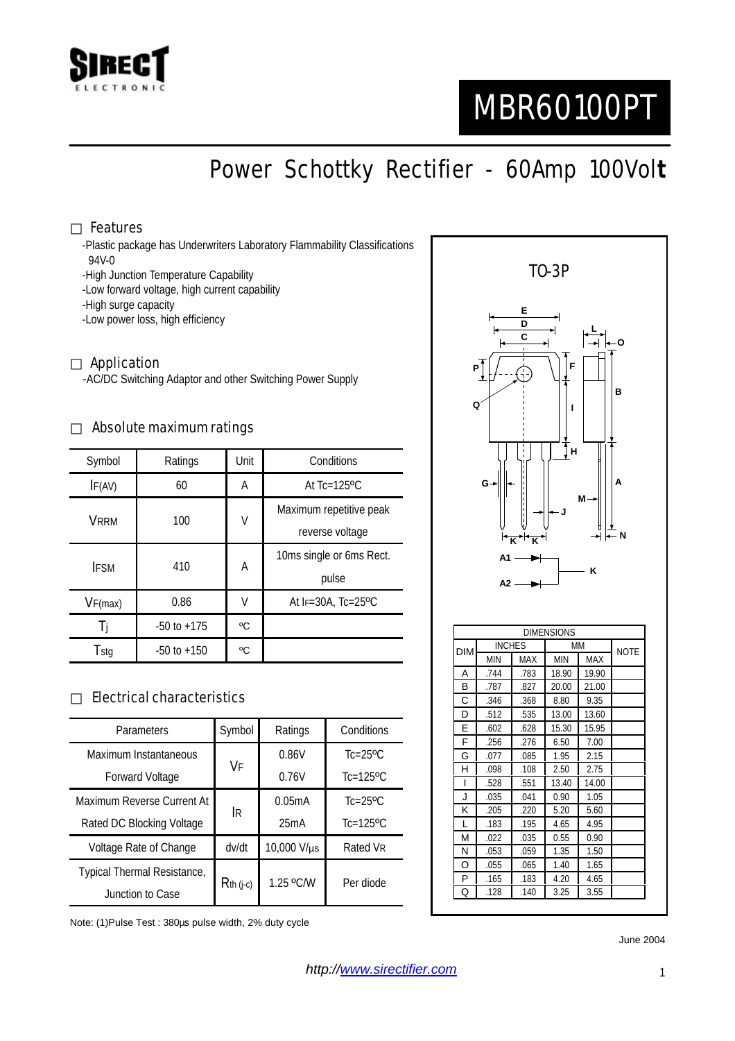SIRECT ELECTRONIC

# MBR60100PT

## Power Schottky Rectifier - 60Amp 100Volt

### Features

- -Plastic package has Underwriters Laboratory Flammability Classifications 94V-0
- -High Junction Temperature Capability
- -Low forward voltage, high current capability
- -High surge capacity
- -Low power loss, high efficiency

### Application

- -AC/DC Switching Adaptor and other Switching Power Supply

### Absolute maximum ratings

| Symbol | Ratings | Unit | Conditions |
|---|---|---|---|
| $I_{F(AV)}$ | 60 | A | At Tc=125ºC |
| $V_{RRM}$ | 100 | V | Maximum repetitive peak reverse voltage |
| $I_{FSM}$ | 410 | A | 10ms single or 6ms Rect. pulse |
| $V_{F(max)}$ | 0.86 | V | At $I_F$=30A, Tc=25ºC |
| $T_j$ | -50 to +175 | ºC | |
| $T_{stg}$ | -50 to +150 | ºC | |

### Electrical characteristics

| Parameters | Symbol | Ratings | Conditions |
|---|---|---|---|
| Maximum Instantaneous Forward Voltage | $V_F$ | 0.86V | Tc=25ºC |
| | | 0.76V | Tc=125ºC |
| Maximum Reverse Current At Rated DC Blocking Voltage | $I_R$ | 0.05mA | Tc=25ºC |
| | | 25mA | Tc=125ºC |
| Voltage Rate of Change | dv/dt | 10,000 V/µs | Rated $V_R$ |
| Typical Thermal Resistance, Junction to Case | $R_{th\ (j\text{-}c)}$ | 1.25 ºC/W | Per diode |

Note: (1)Pulse Test : 380µs pulse width, 2% duty cycle

### TO-3P

| DIM | INCHES | | MM | | NOTE |
|---|---|---|---|---|---|
| | MIN | MAX | MIN | MAX | |
| A | .744 | .783 | 18.90 | 19.90 | |
| B | .787 | .827 | 20.00 | 21.00 | |
| C | .346 | .368 | 8.80 | 9.35 | |
| D | .512 | .535 | 13.00 | 13.60 | |
| E | .602 | .628 | 15.30 | 15.95 | |
| F | .256 | .276 | 6.50 | 7.00 | |
| G | .077 | .085 | 1.95 | 2.15 | |
| H | .098 | .108 | 2.50 | 2.75 | |
| I | .528 | .551 | 13.40 | 14.00 | |
| J | .035 | .041 | 0.90 | 1.05 | |
| K | .205 | .220 | 5.20 | 5.60 | |
| L | .183 | .195 | 4.65 | 4.95 | |
| M | .022 | .035 | 0.55 | 0.90 | |
| N | .053 | .059 | 1.35 | 1.50 | |
| O | .055 | .065 | 1.40 | 1.65 | |
| P | .165 | .183 | 4.20 | 4.65 | |
| Q | .128 | .140 | 3.25 | 3.55 | |

June 2004

*http://www.sirectifier.com*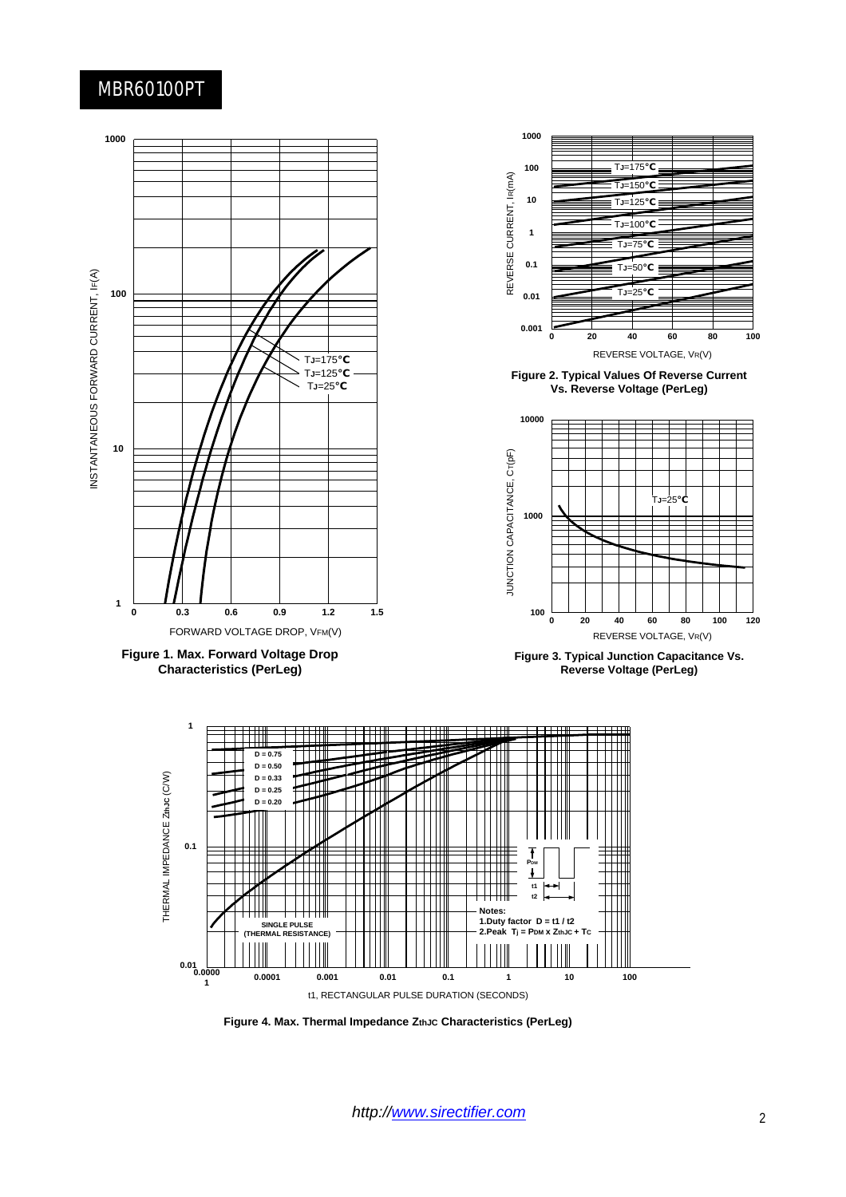MBR60100PT

FORWARD VOLTAGE DROP, VFM(V)

INSTANTANEOUS FORWARD CURRENT, IF(A)

TJ=175°C
TJ=125°C
TJ=25°C

Figure 1. Max. Forward Voltage Drop Characteristics (PerLeg)

REVERSE VOLTAGE, VR(V)

REVERSE CURRENT, IR(mA)

TJ=175°C
TJ=150°C
TJ=125°C
TJ=100°C
TJ=75°C
TJ=50°C
TJ=25°C

Figure 2. Typical Values Of Reverse Current Vs. Reverse Voltage (PerLeg)

REVERSE VOLTAGE, VR(V)

JUNCTION CAPACITANCE, CT(pF)

TJ=25°C

Figure 3. Typical Junction Capacitance Vs. Reverse Voltage (PerLeg)

t1, RECTANGULAR PULSE DURATION (SECONDS)

THERMAL IMPEDANCE ZthJC (C/W)

D = 0.75
D = 0.50
D = 0.33
D = 0.25
D = 0.20

SINGLE PULSE (THERMAL RESISTANCE)

Notes:
1.Duty factor D = t1 / t2
2.Peak Tj = PDM x ZthJC + TC

Figure 4. Max. Thermal Impedance ZthJC Characteristics (PerLeg)

http://www.sirectifier.com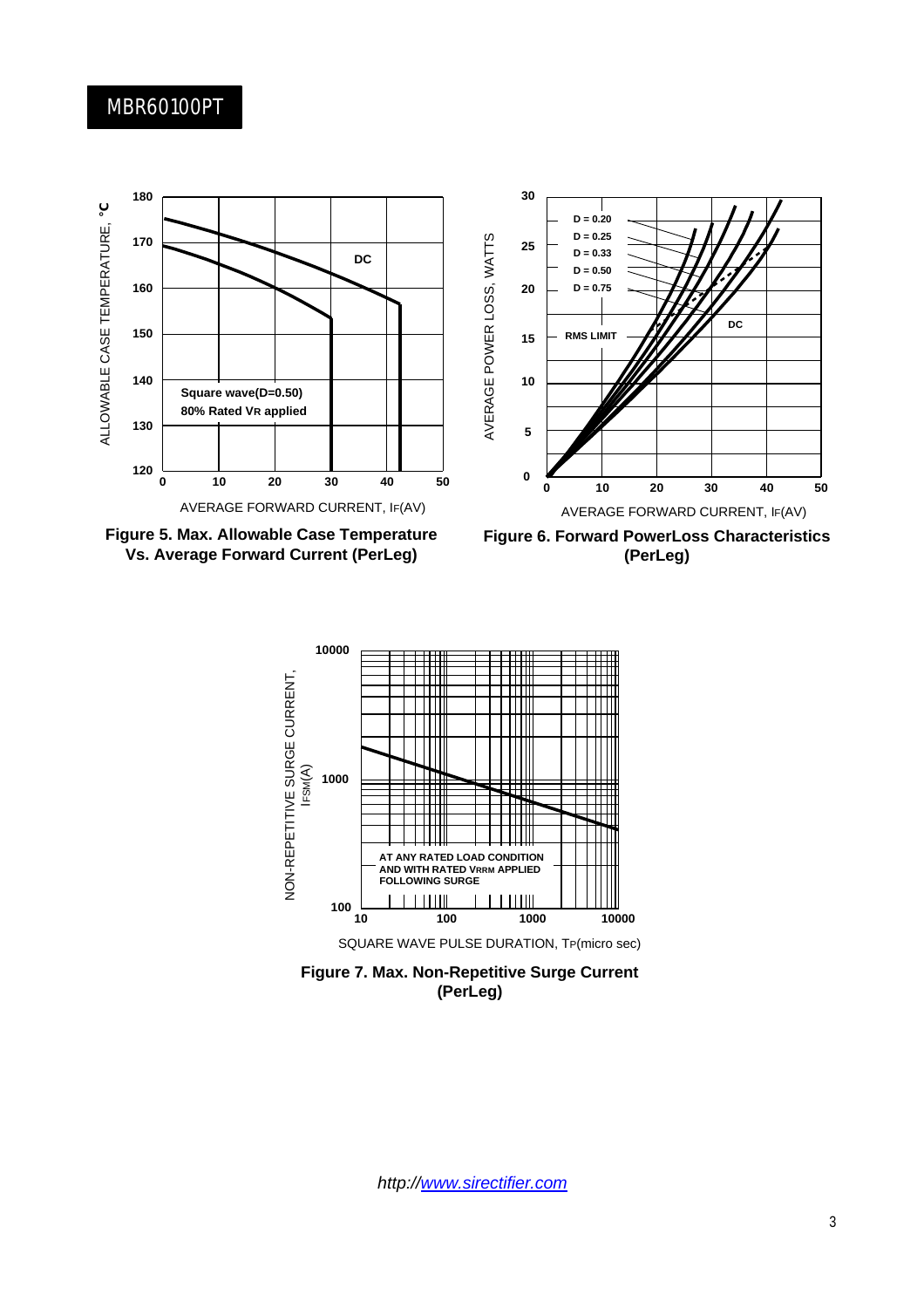# MBR60100PT

180
170
160
150
140
130
120

ALLOWABLE CASE TEMPERATURE, °C

DC

Square wave(D=0.50)
80% Rated $V_R$ applied

0 10 20 30 40 50

AVERAGE FORWARD CURRENT, $I_F$(AV)

**Figure 5. Max. Allowable Case Temperature Vs. Average Forward Current (PerLeg)**

30
25
20
15
10
5
0

AVERAGE POWER LOSS, WATTS

D = 0.20
D = 0.25
D = 0.33
D = 0.50
D = 0.75

RMS LIMIT

DC

0 10 20 30 40 50

AVERAGE FORWARD CURRENT, $I_F$(AV)

**Figure 6. Forward PowerLoss Characteristics (PerLeg)**

10000
1000
100

NON-REPETITIVE SURGE CURRENT, $I_{FSM}$(A)

AT ANY RATED LOAD CONDITION
AND WITH RATED $V_{RRM}$ APPLIED
FOLLOWING SURGE

10 100 1000 10000

SQUARE WAVE PULSE DURATION, $T_P$(micro sec)

**Figure 7. Max. Non-Repetitive Surge Current (PerLeg)**

*http://www.sirectifier.com*